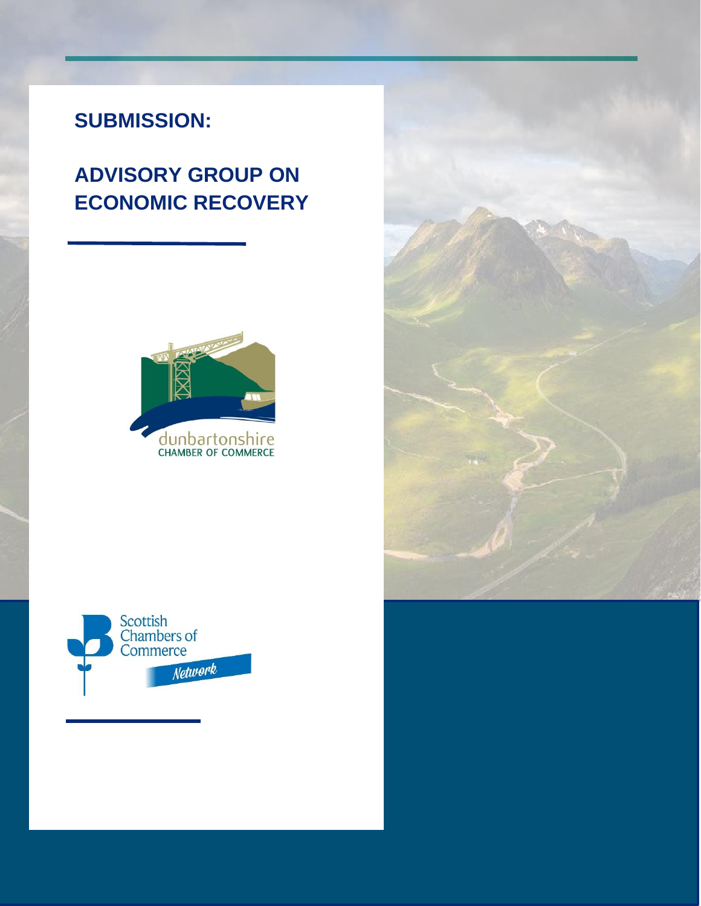# SUBMISSION:

# ADVISORY GROUP ON ECONOMIC RECOVERY

dunbartonshire
CHAMBER OF COMMERCE

Scottish Chambers of Commerce Network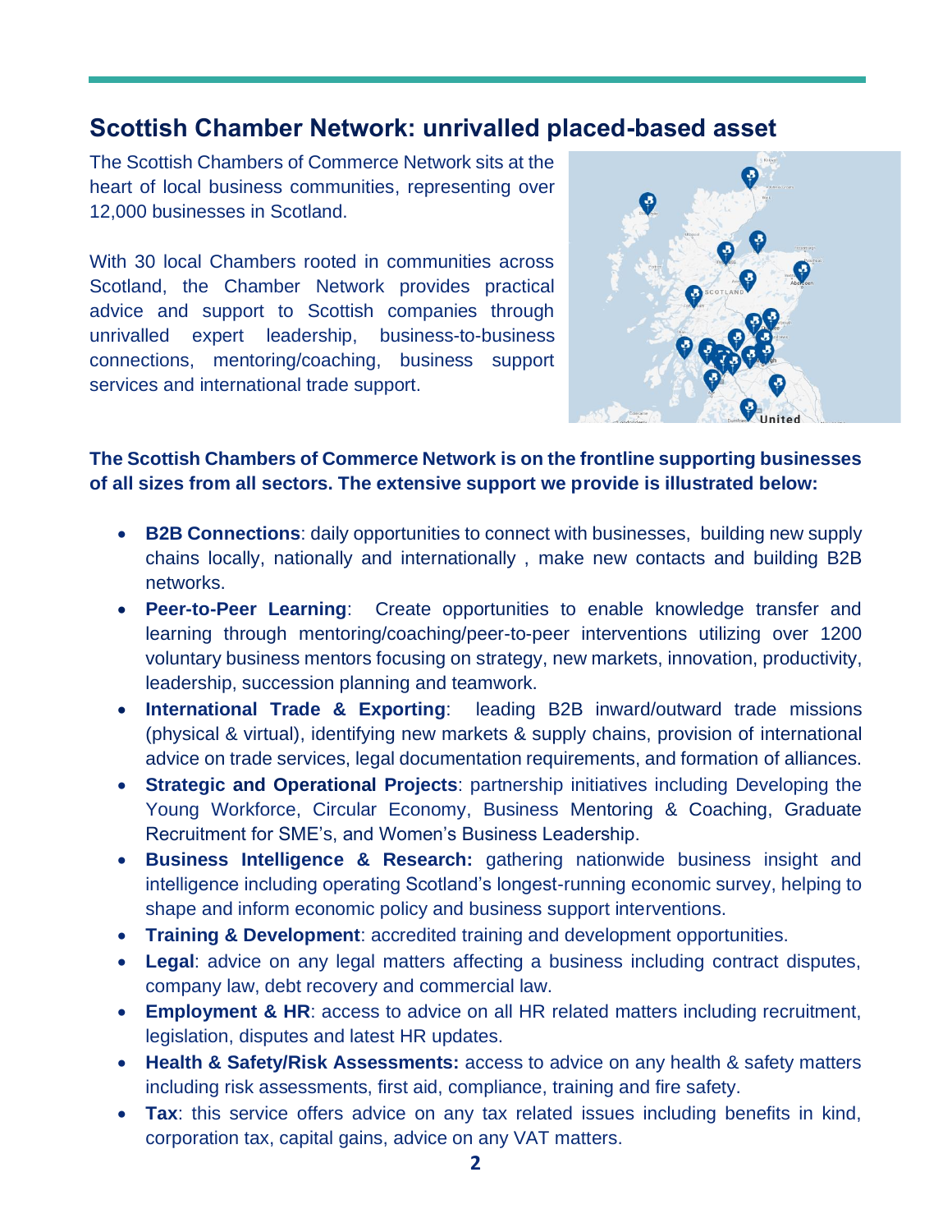## Scottish Chamber Network: unrivalled placed-based asset

The Scottish Chambers of Commerce Network sits at the heart of local business communities, representing over 12,000 businesses in Scotland.

With 30 local Chambers rooted in communities across Scotland, the Chamber Network provides practical advice and support to Scottish companies through unrivalled expert leadership, business-to-business connections, mentoring/coaching, business support services and international trade support.

**The Scottish Chambers of Commerce Network is on the frontline supporting businesses of all sizes from all sectors. The extensive support we provide is illustrated below:**

- **B2B Connections**: daily opportunities to connect with businesses, building new supply chains locally, nationally and internationally , make new contacts and building B2B networks.
- **Peer-to-Peer Learning**: Create opportunities to enable knowledge transfer and learning through mentoring/coaching/peer-to-peer interventions utilizing over 1200 voluntary business mentors focusing on strategy, new markets, innovation, productivity, leadership, succession planning and teamwork.
- **International Trade & Exporting**: leading B2B inward/outward trade missions (physical & virtual), identifying new markets & supply chains, provision of international advice on trade services, legal documentation requirements, and formation of alliances.
- **Strategic and Operational Projects**: partnership initiatives including Developing the Young Workforce, Circular Economy, Business Mentoring & Coaching, Graduate Recruitment for SME's, and Women's Business Leadership.
- **Business Intelligence & Research:** gathering nationwide business insight and intelligence including operating Scotland's longest-running economic survey, helping to shape and inform economic policy and business support interventions.
- **Training & Development**: accredited training and development opportunities.
- **Legal**: advice on any legal matters affecting a business including contract disputes, company law, debt recovery and commercial law.
- **Employment & HR**: access to advice on all HR related matters including recruitment, legislation, disputes and latest HR updates.
- **Health & Safety/Risk Assessments:** access to advice on any health & safety matters including risk assessments, first aid, compliance, training and fire safety.
- **Tax**: this service offers advice on any tax related issues including benefits in kind, corporation tax, capital gains, advice on any VAT matters.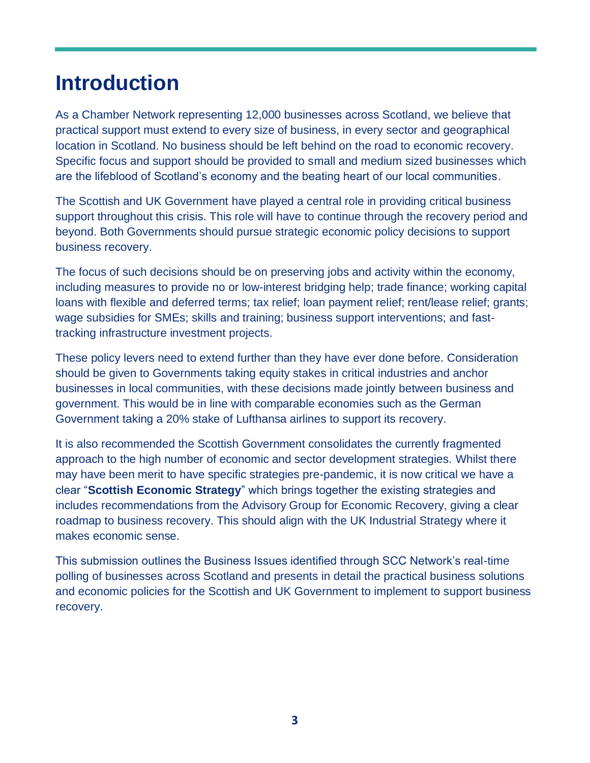# Introduction

As a Chamber Network representing 12,000 businesses across Scotland, we believe that practical support must extend to every size of business, in every sector and geographical location in Scotland. No business should be left behind on the road to economic recovery. Specific focus and support should be provided to small and medium sized businesses which are the lifeblood of Scotland's economy and the beating heart of our local communities.

The Scottish and UK Government have played a central role in providing critical business support throughout this crisis. This role will have to continue through the recovery period and beyond. Both Governments should pursue strategic economic policy decisions to support business recovery.

The focus of such decisions should be on preserving jobs and activity within the economy, including measures to provide no or low-interest bridging help; trade finance; working capital loans with flexible and deferred terms; tax relief; loan payment relief; rent/lease relief; grants; wage subsidies for SMEs; skills and training; business support interventions; and fast-tracking infrastructure investment projects.

These policy levers need to extend further than they have ever done before. Consideration should be given to Governments taking equity stakes in critical industries and anchor businesses in local communities, with these decisions made jointly between business and government. This would be in line with comparable economies such as the German Government taking a 20% stake of Lufthansa airlines to support its recovery.

It is also recommended the Scottish Government consolidates the currently fragmented approach to the high number of economic and sector development strategies. Whilst there may have been merit to have specific strategies pre-pandemic, it is now critical we have a clear "**Scottish Economic Strategy**" which brings together the existing strategies and includes recommendations from the Advisory Group for Economic Recovery, giving a clear roadmap to business recovery. This should align with the UK Industrial Strategy where it makes economic sense.

This submission outlines the Business Issues identified through SCC Network's real-time polling of businesses across Scotland and presents in detail the practical business solutions and economic policies for the Scottish and UK Government to implement to support business recovery.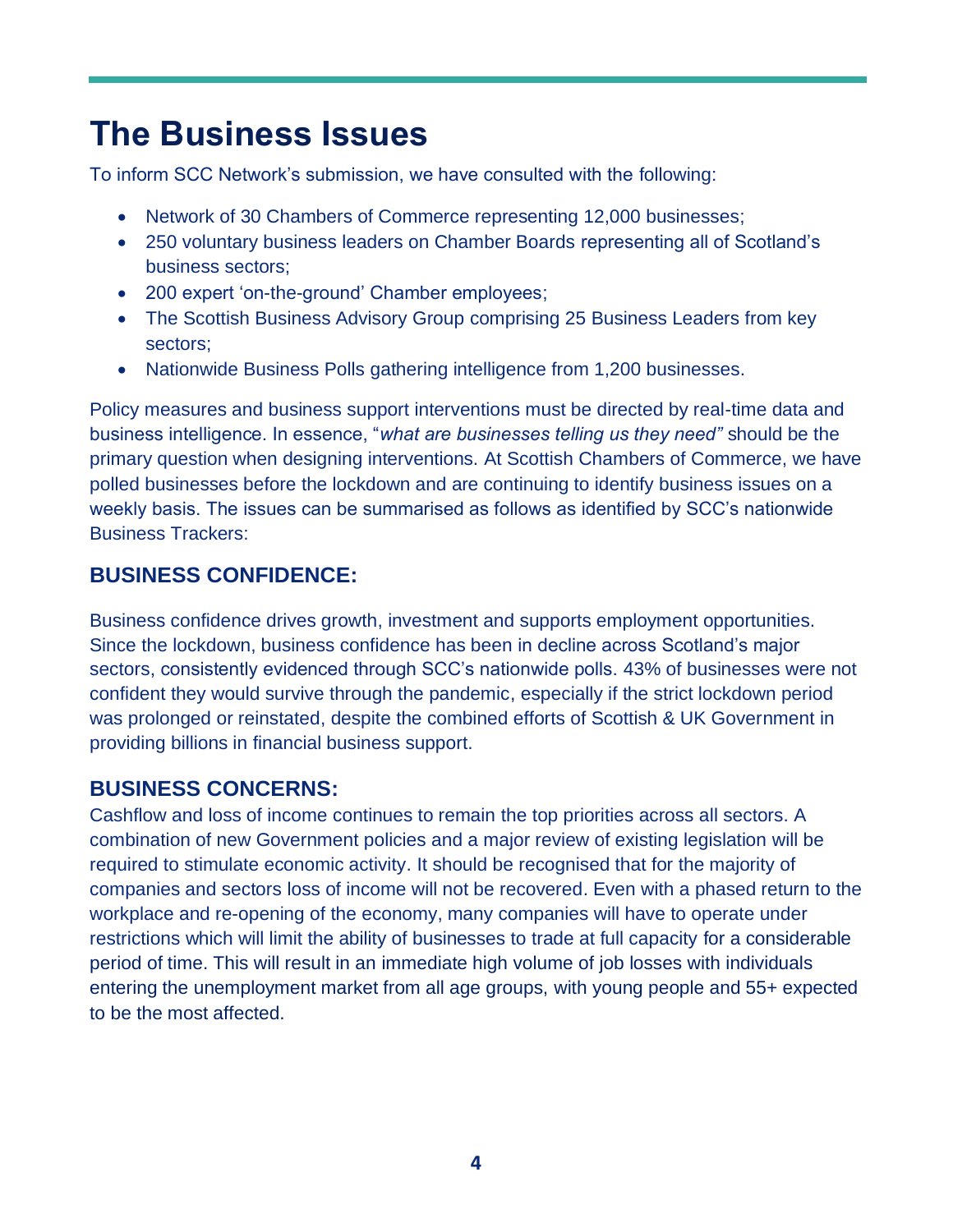# The Business Issues

To inform SCC Network's submission, we have consulted with the following:

- Network of 30 Chambers of Commerce representing 12,000 businesses;
- 250 voluntary business leaders on Chamber Boards representing all of Scotland's business sectors;
- 200 expert 'on-the-ground' Chamber employees;
- The Scottish Business Advisory Group comprising 25 Business Leaders from key sectors;
- Nationwide Business Polls gathering intelligence from 1,200 businesses.

Policy measures and business support interventions must be directed by real-time data and business intelligence. In essence, "*what are businesses telling us they need"* should be the primary question when designing interventions. At Scottish Chambers of Commerce, we have polled businesses before the lockdown and are continuing to identify business issues on a weekly basis. The issues can be summarised as follows as identified by SCC's nationwide Business Trackers:

## BUSINESS CONFIDENCE:

Business confidence drives growth, investment and supports employment opportunities. Since the lockdown, business confidence has been in decline across Scotland's major sectors, consistently evidenced through SCC's nationwide polls. 43% of businesses were not confident they would survive through the pandemic, especially if the strict lockdown period was prolonged or reinstated, despite the combined efforts of Scottish & UK Government in providing billions in financial business support.

## BUSINESS CONCERNS:

Cashflow and loss of income continues to remain the top priorities across all sectors. A combination of new Government policies and a major review of existing legislation will be required to stimulate economic activity. It should be recognised that for the majority of companies and sectors loss of income will not be recovered. Even with a phased return to the workplace and re-opening of the economy, many companies will have to operate under restrictions which will limit the ability of businesses to trade at full capacity for a considerable period of time. This will result in an immediate high volume of job losses with individuals entering the unemployment market from all age groups, with young people and 55+ expected to be the most affected.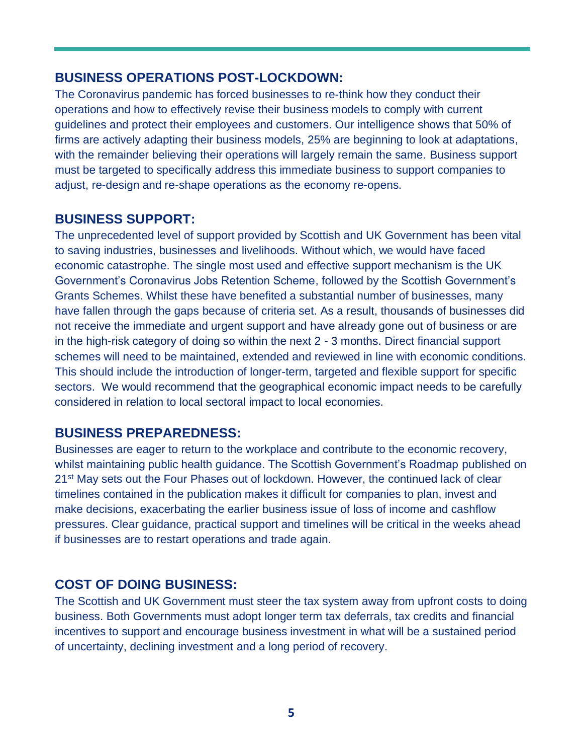## BUSINESS OPERATIONS POST-LOCKDOWN:

The Coronavirus pandemic has forced businesses to re-think how they conduct their operations and how to effectively revise their business models to comply with current guidelines and protect their employees and customers. Our intelligence shows that 50% of firms are actively adapting their business models, 25% are beginning to look at adaptations, with the remainder believing their operations will largely remain the same. Business support must be targeted to specifically address this immediate business to support companies to adjust, re-design and re-shape operations as the economy re-opens.

## BUSINESS SUPPORT:

The unprecedented level of support provided by Scottish and UK Government has been vital to saving industries, businesses and livelihoods. Without which, we would have faced economic catastrophe. The single most used and effective support mechanism is the UK Government's Coronavirus Jobs Retention Scheme, followed by the Scottish Government's Grants Schemes. Whilst these have benefited a substantial number of businesses, many have fallen through the gaps because of criteria set. As a result, thousands of businesses did not receive the immediate and urgent support and have already gone out of business or are in the high-risk category of doing so within the next 2 - 3 months. Direct financial support schemes will need to be maintained, extended and reviewed in line with economic conditions. This should include the introduction of longer-term, targeted and flexible support for specific sectors. We would recommend that the geographical economic impact needs to be carefully considered in relation to local sectoral impact to local economies.

## BUSINESS PREPAREDNESS:

Businesses are eager to return to the workplace and contribute to the economic recovery, whilst maintaining public health guidance. The Scottish Government's Roadmap published on 21st May sets out the Four Phases out of lockdown. However, the continued lack of clear timelines contained in the publication makes it difficult for companies to plan, invest and make decisions, exacerbating the earlier business issue of loss of income and cashflow pressures. Clear guidance, practical support and timelines will be critical in the weeks ahead if businesses are to restart operations and trade again.

## COST OF DOING BUSINESS:

The Scottish and UK Government must steer the tax system away from upfront costs to doing business. Both Governments must adopt longer term tax deferrals, tax credits and financial incentives to support and encourage business investment in what will be a sustained period of uncertainty, declining investment and a long period of recovery.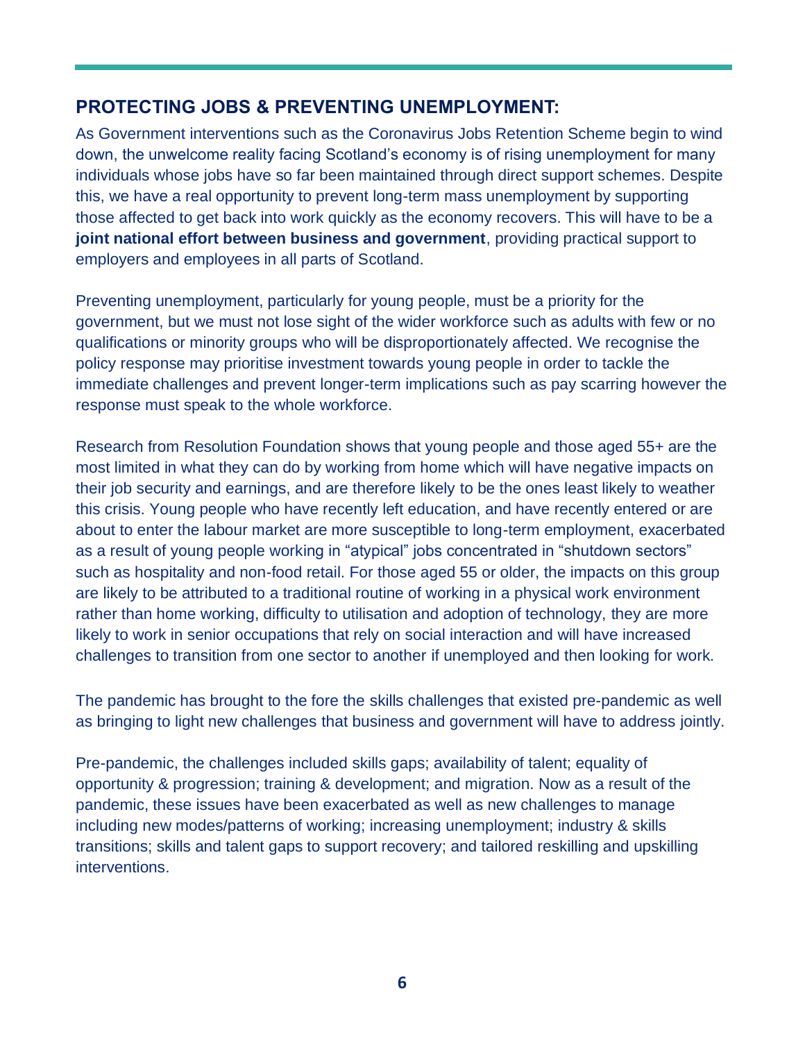## PROTECTING JOBS & PREVENTING UNEMPLOYMENT:

As Government interventions such as the Coronavirus Jobs Retention Scheme begin to wind down, the unwelcome reality facing Scotland's economy is of rising unemployment for many individuals whose jobs have so far been maintained through direct support schemes. Despite this, we have a real opportunity to prevent long-term mass unemployment by supporting those affected to get back into work quickly as the economy recovers. This will have to be a **joint national effort between business and government**, providing practical support to employers and employees in all parts of Scotland.

Preventing unemployment, particularly for young people, must be a priority for the government, but we must not lose sight of the wider workforce such as adults with few or no qualifications or minority groups who will be disproportionately affected. We recognise the policy response may prioritise investment towards young people in order to tackle the immediate challenges and prevent longer-term implications such as pay scarring however the response must speak to the whole workforce.

Research from Resolution Foundation shows that young people and those aged 55+ are the most limited in what they can do by working from home which will have negative impacts on their job security and earnings, and are therefore likely to be the ones least likely to weather this crisis. Young people who have recently left education, and have recently entered or are about to enter the labour market are more susceptible to long-term employment, exacerbated as a result of young people working in "atypical" jobs concentrated in "shutdown sectors" such as hospitality and non-food retail. For those aged 55 or older, the impacts on this group are likely to be attributed to a traditional routine of working in a physical work environment rather than home working, difficulty to utilisation and adoption of technology, they are more likely to work in senior occupations that rely on social interaction and will have increased challenges to transition from one sector to another if unemployed and then looking for work.

The pandemic has brought to the fore the skills challenges that existed pre-pandemic as well as bringing to light new challenges that business and government will have to address jointly.

Pre-pandemic, the challenges included skills gaps; availability of talent; equality of opportunity & progression; training & development; and migration. Now as a result of the pandemic, these issues have been exacerbated as well as new challenges to manage including new modes/patterns of working; increasing unemployment; industry & skills transitions; skills and talent gaps to support recovery; and tailored reskilling and upskilling interventions.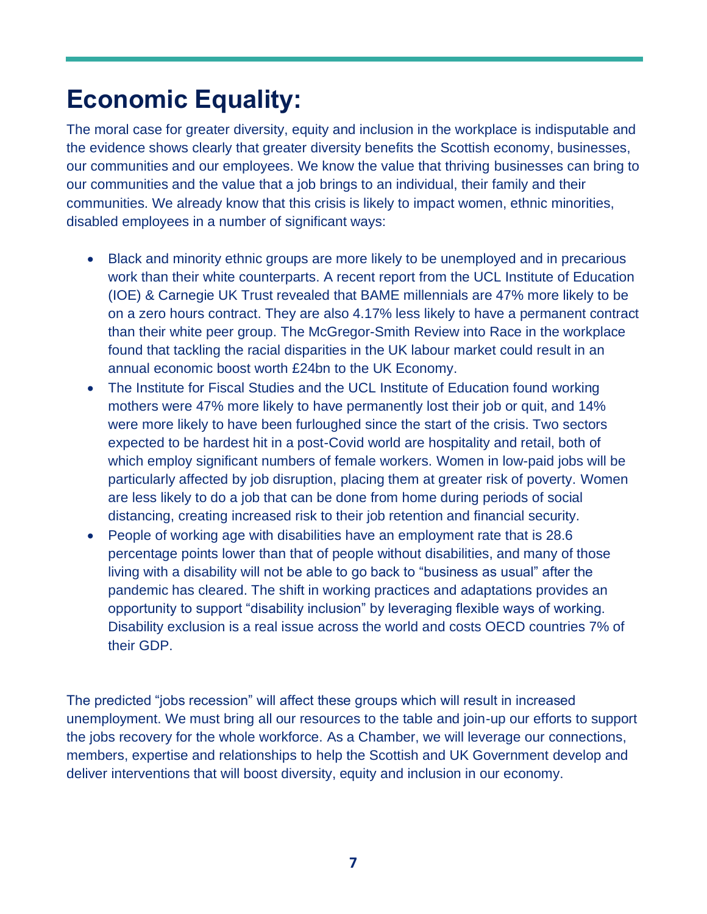# Economic Equality:

The moral case for greater diversity, equity and inclusion in the workplace is indisputable and the evidence shows clearly that greater diversity benefits the Scottish economy, businesses, our communities and our employees. We know the value that thriving businesses can bring to our communities and the value that a job brings to an individual, their family and their communities. We already know that this crisis is likely to impact women, ethnic minorities, disabled employees in a number of significant ways:

- Black and minority ethnic groups are more likely to be unemployed and in precarious work than their white counterparts. A recent report from the UCL Institute of Education (IOE) & Carnegie UK Trust revealed that BAME millennials are 47% more likely to be on a zero hours contract. They are also 4.17% less likely to have a permanent contract than their white peer group. The McGregor-Smith Review into Race in the workplace found that tackling the racial disparities in the UK labour market could result in an annual economic boost worth £24bn to the UK Economy.
- The Institute for Fiscal Studies and the UCL Institute of Education found working mothers were 47% more likely to have permanently lost their job or quit, and 14% were more likely to have been furloughed since the start of the crisis. Two sectors expected to be hardest hit in a post-Covid world are hospitality and retail, both of which employ significant numbers of female workers. Women in low-paid jobs will be particularly affected by job disruption, placing them at greater risk of poverty. Women are less likely to do a job that can be done from home during periods of social distancing, creating increased risk to their job retention and financial security.
- People of working age with disabilities have an employment rate that is 28.6 percentage points lower than that of people without disabilities, and many of those living with a disability will not be able to go back to "business as usual" after the pandemic has cleared. The shift in working practices and adaptations provides an opportunity to support "disability inclusion" by leveraging flexible ways of working. Disability exclusion is a real issue across the world and costs OECD countries 7% of their GDP.

The predicted "jobs recession" will affect these groups which will result in increased unemployment. We must bring all our resources to the table and join-up our efforts to support the jobs recovery for the whole workforce. As a Chamber, we will leverage our connections, members, expertise and relationships to help the Scottish and UK Government develop and deliver interventions that will boost diversity, equity and inclusion in our economy.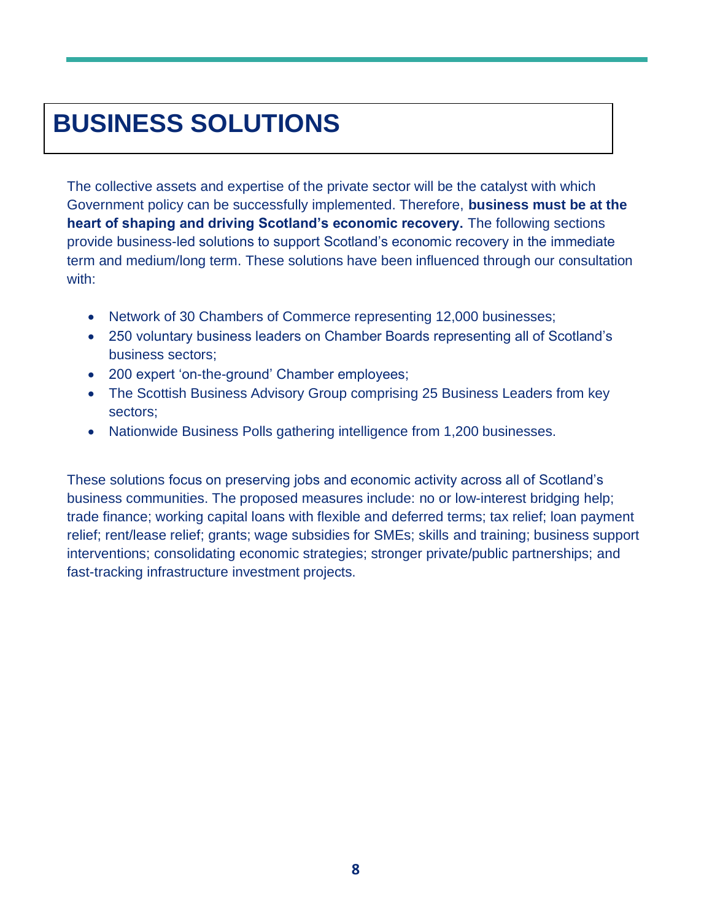# BUSINESS SOLUTIONS

The collective assets and expertise of the private sector will be the catalyst with which Government policy can be successfully implemented. Therefore, **business must be at the heart of shaping and driving Scotland's economic recovery.** The following sections provide business-led solutions to support Scotland's economic recovery in the immediate term and medium/long term. These solutions have been influenced through our consultation with:

- Network of 30 Chambers of Commerce representing 12,000 businesses;
- 250 voluntary business leaders on Chamber Boards representing all of Scotland's business sectors;
- 200 expert 'on-the-ground' Chamber employees;
- The Scottish Business Advisory Group comprising 25 Business Leaders from key sectors;
- Nationwide Business Polls gathering intelligence from 1,200 businesses.

These solutions focus on preserving jobs and economic activity across all of Scotland's business communities. The proposed measures include: no or low-interest bridging help; trade finance; working capital loans with flexible and deferred terms; tax relief; loan payment relief; rent/lease relief; grants; wage subsidies for SMEs; skills and training; business support interventions; consolidating economic strategies; stronger private/public partnerships; and fast-tracking infrastructure investment projects.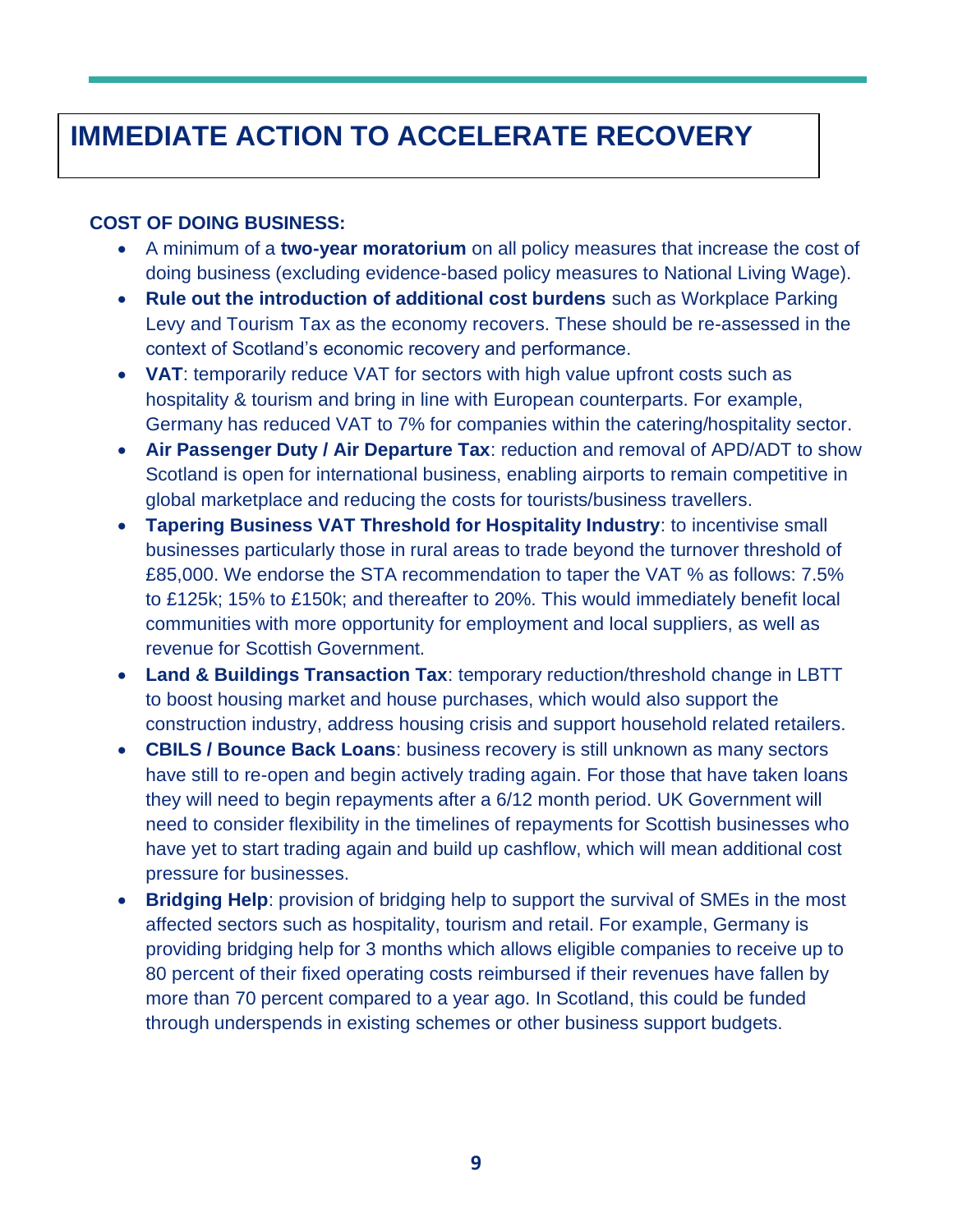# IMMEDIATE ACTION TO ACCELERATE RECOVERY

**COST OF DOING BUSINESS:**

- A minimum of a **two-year moratorium** on all policy measures that increase the cost of doing business (excluding evidence-based policy measures to National Living Wage).
- **Rule out the introduction of additional cost burdens** such as Workplace Parking Levy and Tourism Tax as the economy recovers. These should be re-assessed in the context of Scotland's economic recovery and performance.
- **VAT**: temporarily reduce VAT for sectors with high value upfront costs such as hospitality & tourism and bring in line with European counterparts. For example, Germany has reduced VAT to 7% for companies within the catering/hospitality sector.
- **Air Passenger Duty / Air Departure Tax**: reduction and removal of APD/ADT to show Scotland is open for international business, enabling airports to remain competitive in global marketplace and reducing the costs for tourists/business travellers.
- **Tapering Business VAT Threshold for Hospitality Industry**: to incentivise small businesses particularly those in rural areas to trade beyond the turnover threshold of £85,000. We endorse the STA recommendation to taper the VAT % as follows: 7.5% to £125k; 15% to £150k; and thereafter to 20%. This would immediately benefit local communities with more opportunity for employment and local suppliers, as well as revenue for Scottish Government.
- **Land & Buildings Transaction Tax**: temporary reduction/threshold change in LBTT to boost housing market and house purchases, which would also support the construction industry, address housing crisis and support household related retailers.
- **CBILS / Bounce Back Loans**: business recovery is still unknown as many sectors have still to re-open and begin actively trading again. For those that have taken loans they will need to begin repayments after a 6/12 month period. UK Government will need to consider flexibility in the timelines of repayments for Scottish businesses who have yet to start trading again and build up cashflow, which will mean additional cost pressure for businesses.
- **Bridging Help**: provision of bridging help to support the survival of SMEs in the most affected sectors such as hospitality, tourism and retail. For example, Germany is providing bridging help for 3 months which allows eligible companies to receive up to 80 percent of their fixed operating costs reimbursed if their revenues have fallen by more than 70 percent compared to a year ago. In Scotland, this could be funded through underspends in existing schemes or other business support budgets.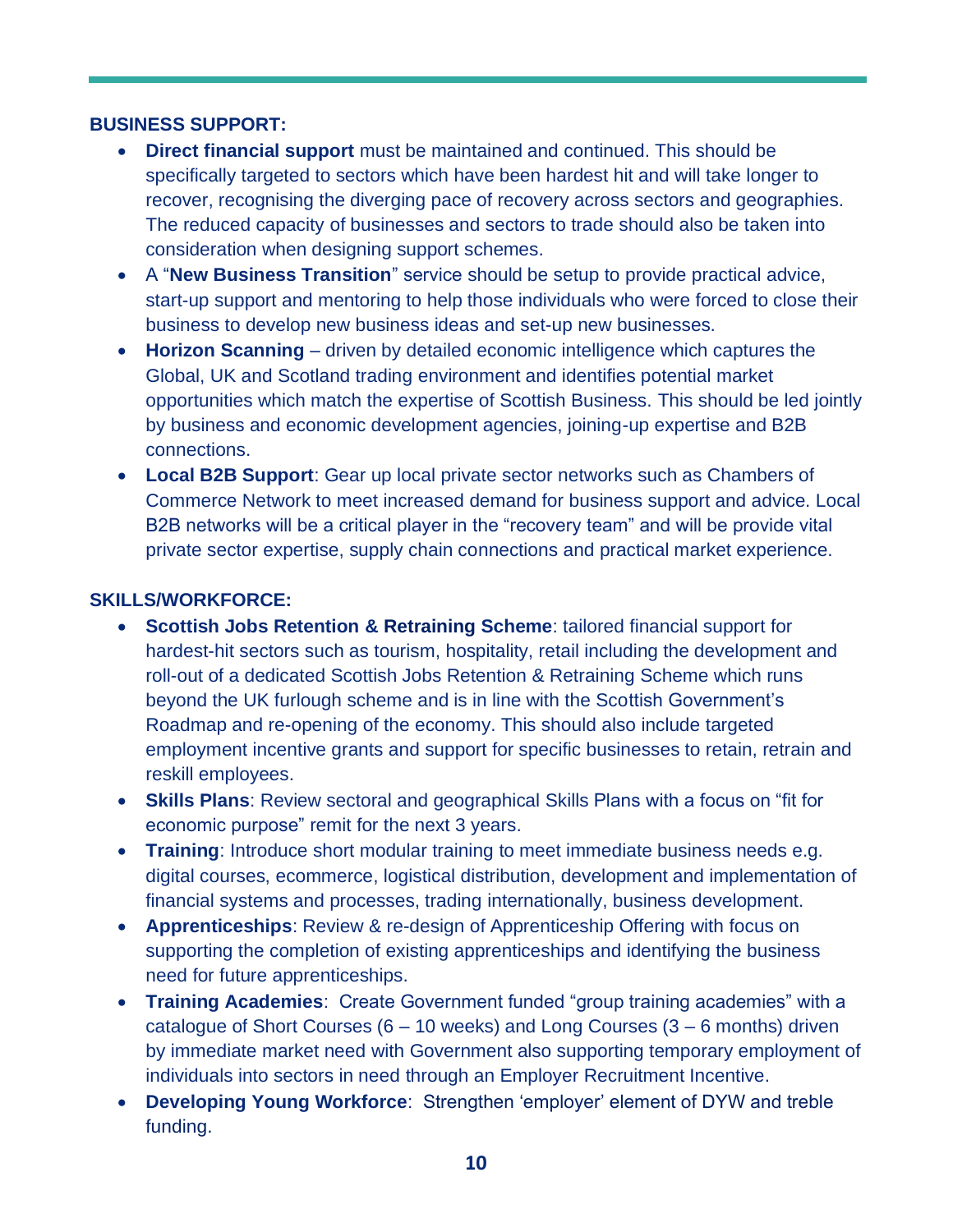**BUSINESS SUPPORT:**

- **Direct financial support** must be maintained and continued. This should be specifically targeted to sectors which have been hardest hit and will take longer to recover, recognising the diverging pace of recovery across sectors and geographies. The reduced capacity of businesses and sectors to trade should also be taken into consideration when designing support schemes.
- A "**New Business Transition**" service should be setup to provide practical advice, start-up support and mentoring to help those individuals who were forced to close their business to develop new business ideas and set-up new businesses.
- **Horizon Scanning** – driven by detailed economic intelligence which captures the Global, UK and Scotland trading environment and identifies potential market opportunities which match the expertise of Scottish Business. This should be led jointly by business and economic development agencies, joining-up expertise and B2B connections.
- **Local B2B Support**: Gear up local private sector networks such as Chambers of Commerce Network to meet increased demand for business support and advice. Local B2B networks will be a critical player in the "recovery team" and will be provide vital private sector expertise, supply chain connections and practical market experience.

**SKILLS/WORKFORCE:**

- **Scottish Jobs Retention & Retraining Scheme**: tailored financial support for hardest-hit sectors such as tourism, hospitality, retail including the development and roll-out of a dedicated Scottish Jobs Retention & Retraining Scheme which runs beyond the UK furlough scheme and is in line with the Scottish Government's Roadmap and re-opening of the economy. This should also include targeted employment incentive grants and support for specific businesses to retain, retrain and reskill employees.
- **Skills Plans**: Review sectoral and geographical Skills Plans with a focus on "fit for economic purpose" remit for the next 3 years.
- **Training**: Introduce short modular training to meet immediate business needs e.g. digital courses, ecommerce, logistical distribution, development and implementation of financial systems and processes, trading internationally, business development.
- **Apprenticeships**: Review & re-design of Apprenticeship Offering with focus on supporting the completion of existing apprenticeships and identifying the business need for future apprenticeships.
- **Training Academies**: Create Government funded "group training academies" with a catalogue of Short Courses (6 – 10 weeks) and Long Courses (3 – 6 months) driven by immediate market need with Government also supporting temporary employment of individuals into sectors in need through an Employer Recruitment Incentive.
- **Developing Young Workforce**: Strengthen 'employer' element of DYW and treble funding.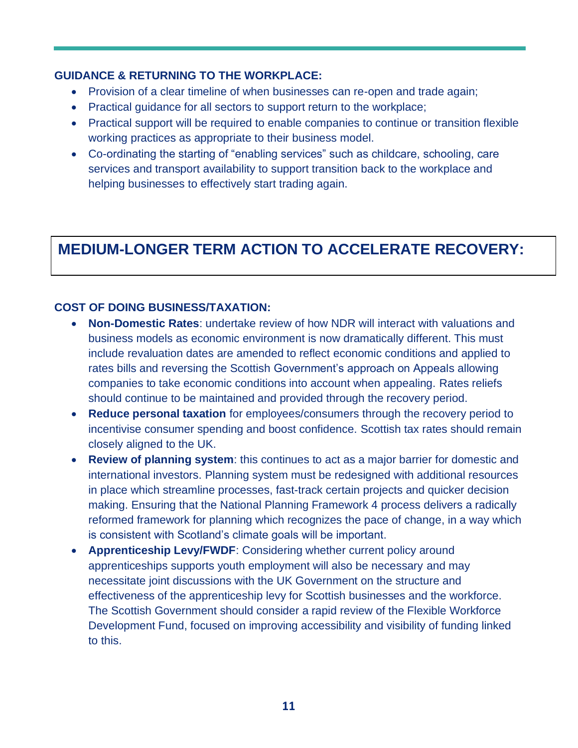### GUIDANCE & RETURNING TO THE WORKPLACE:

- Provision of a clear timeline of when businesses can re-open and trade again;
- Practical guidance for all sectors to support return to the workplace;
- Practical support will be required to enable companies to continue or transition flexible working practices as appropriate to their business model.
- Co-ordinating the starting of "enabling services" such as childcare, schooling, care services and transport availability to support transition back to the workplace and helping businesses to effectively start trading again.

## MEDIUM-LONGER TERM ACTION TO ACCELERATE RECOVERY:

### COST OF DOING BUSINESS/TAXATION:

- **Non-Domestic Rates**: undertake review of how NDR will interact with valuations and business models as economic environment is now dramatically different. This must include revaluation dates are amended to reflect economic conditions and applied to rates bills and reversing the Scottish Government's approach on Appeals allowing companies to take economic conditions into account when appealing. Rates reliefs should continue to be maintained and provided through the recovery period.
- **Reduce personal taxation** for employees/consumers through the recovery period to incentivise consumer spending and boost confidence. Scottish tax rates should remain closely aligned to the UK.
- **Review of planning system**: this continues to act as a major barrier for domestic and international investors. Planning system must be redesigned with additional resources in place which streamline processes, fast-track certain projects and quicker decision making. Ensuring that the National Planning Framework 4 process delivers a radically reformed framework for planning which recognizes the pace of change, in a way which is consistent with Scotland's climate goals will be important.
- **Apprenticeship Levy/FWDF**: Considering whether current policy around apprenticeships supports youth employment will also be necessary and may necessitate joint discussions with the UK Government on the structure and effectiveness of the apprenticeship levy for Scottish businesses and the workforce. The Scottish Government should consider a rapid review of the Flexible Workforce Development Fund, focused on improving accessibility and visibility of funding linked to this.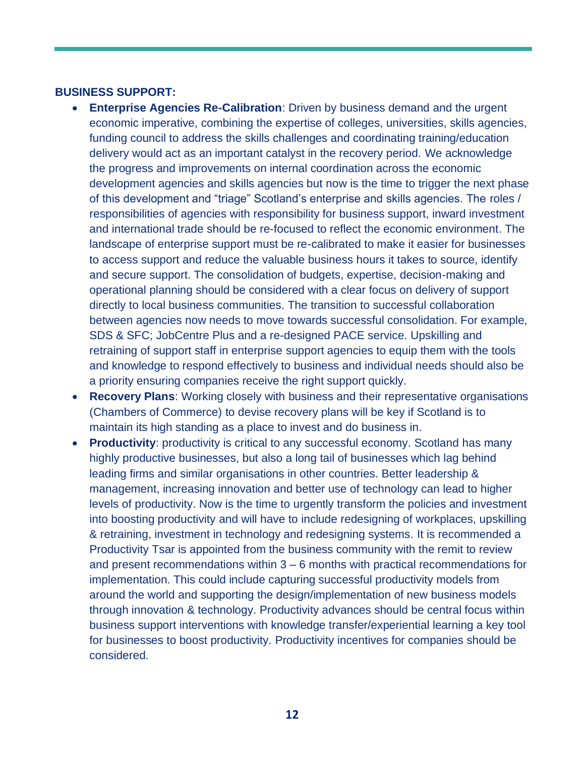**BUSINESS SUPPORT:**

- **Enterprise Agencies Re-Calibration**: Driven by business demand and the urgent economic imperative, combining the expertise of colleges, universities, skills agencies, funding council to address the skills challenges and coordinating training/education delivery would act as an important catalyst in the recovery period. We acknowledge the progress and improvements on internal coordination across the economic development agencies and skills agencies but now is the time to trigger the next phase of this development and "triage" Scotland's enterprise and skills agencies. The roles / responsibilities of agencies with responsibility for business support, inward investment and international trade should be re-focused to reflect the economic environment. The landscape of enterprise support must be re-calibrated to make it easier for businesses to access support and reduce the valuable business hours it takes to source, identify and secure support. The consolidation of budgets, expertise, decision-making and operational planning should be considered with a clear focus on delivery of support directly to local business communities. The transition to successful collaboration between agencies now needs to move towards successful consolidation. For example, SDS & SFC; JobCentre Plus and a re-designed PACE service. Upskilling and retraining of support staff in enterprise support agencies to equip them with the tools and knowledge to respond effectively to business and individual needs should also be a priority ensuring companies receive the right support quickly.
- **Recovery Plans**: Working closely with business and their representative organisations (Chambers of Commerce) to devise recovery plans will be key if Scotland is to maintain its high standing as a place to invest and do business in.
- **Productivity**: productivity is critical to any successful economy. Scotland has many highly productive businesses, but also a long tail of businesses which lag behind leading firms and similar organisations in other countries. Better leadership & management, increasing innovation and better use of technology can lead to higher levels of productivity. Now is the time to urgently transform the policies and investment into boosting productivity and will have to include redesigning of workplaces, upskilling & retraining, investment in technology and redesigning systems. It is recommended a Productivity Tsar is appointed from the business community with the remit to review and present recommendations within 3 – 6 months with practical recommendations for implementation. This could include capturing successful productivity models from around the world and supporting the design/implementation of new business models through innovation & technology. Productivity advances should be central focus within business support interventions with knowledge transfer/experiential learning a key tool for businesses to boost productivity. Productivity incentives for companies should be considered.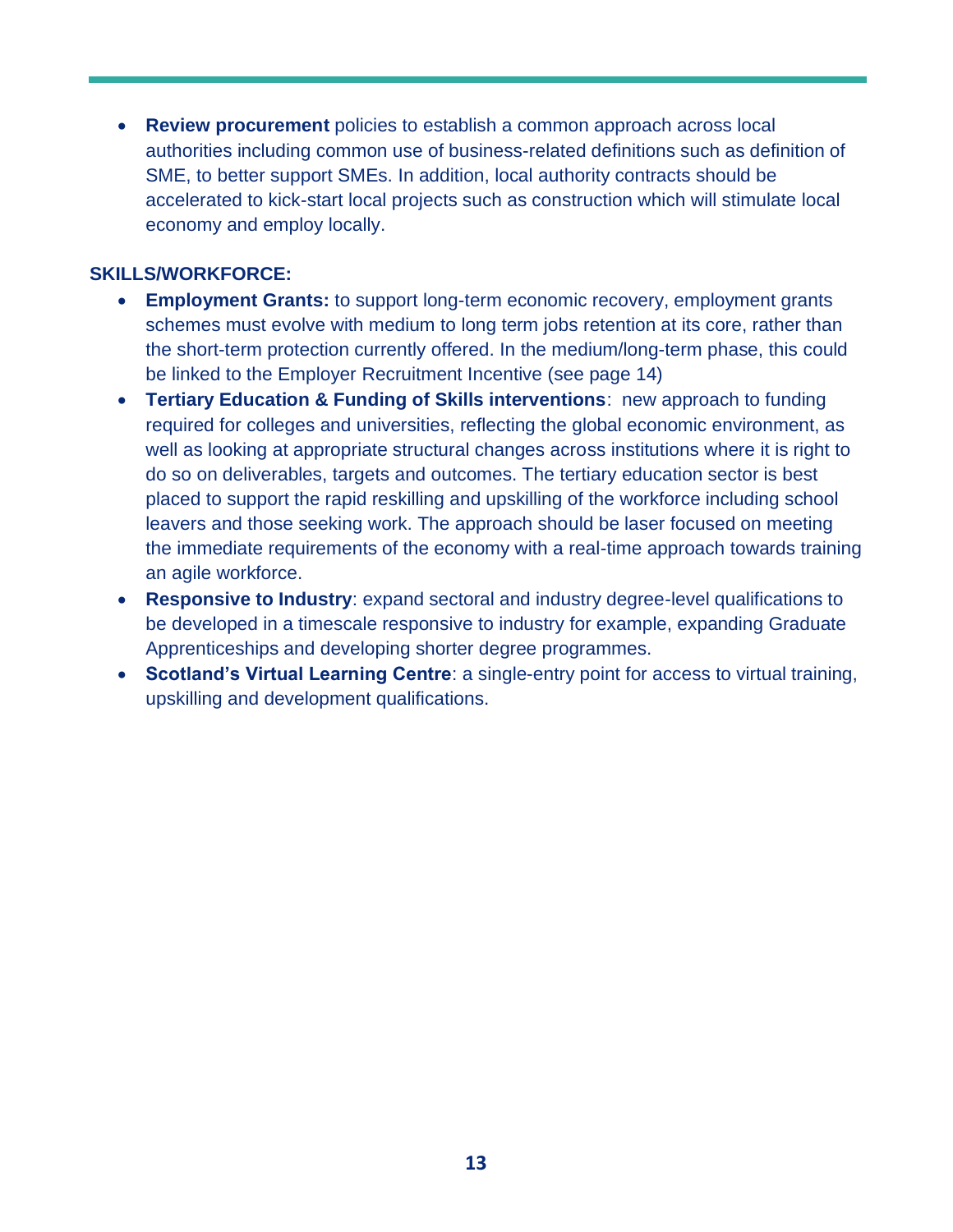- **Review procurement** policies to establish a common approach across local authorities including common use of business-related definitions such as definition of SME, to better support SMEs. In addition, local authority contracts should be accelerated to kick-start local projects such as construction which will stimulate local economy and employ locally.

**SKILLS/WORKFORCE:**

- **Employment Grants:** to support long-term economic recovery, employment grants schemes must evolve with medium to long term jobs retention at its core, rather than the short-term protection currently offered. In the medium/long-term phase, this could be linked to the Employer Recruitment Incentive (see page 14)
- **Tertiary Education & Funding of Skills interventions**: new approach to funding required for colleges and universities, reflecting the global economic environment, as well as looking at appropriate structural changes across institutions where it is right to do so on deliverables, targets and outcomes. The tertiary education sector is best placed to support the rapid reskilling and upskilling of the workforce including school leavers and those seeking work. The approach should be laser focused on meeting the immediate requirements of the economy with a real-time approach towards training an agile workforce.
- **Responsive to Industry**: expand sectoral and industry degree-level qualifications to be developed in a timescale responsive to industry for example, expanding Graduate Apprenticeships and developing shorter degree programmes.
- **Scotland's Virtual Learning Centre**: a single-entry point for access to virtual training, upskilling and development qualifications.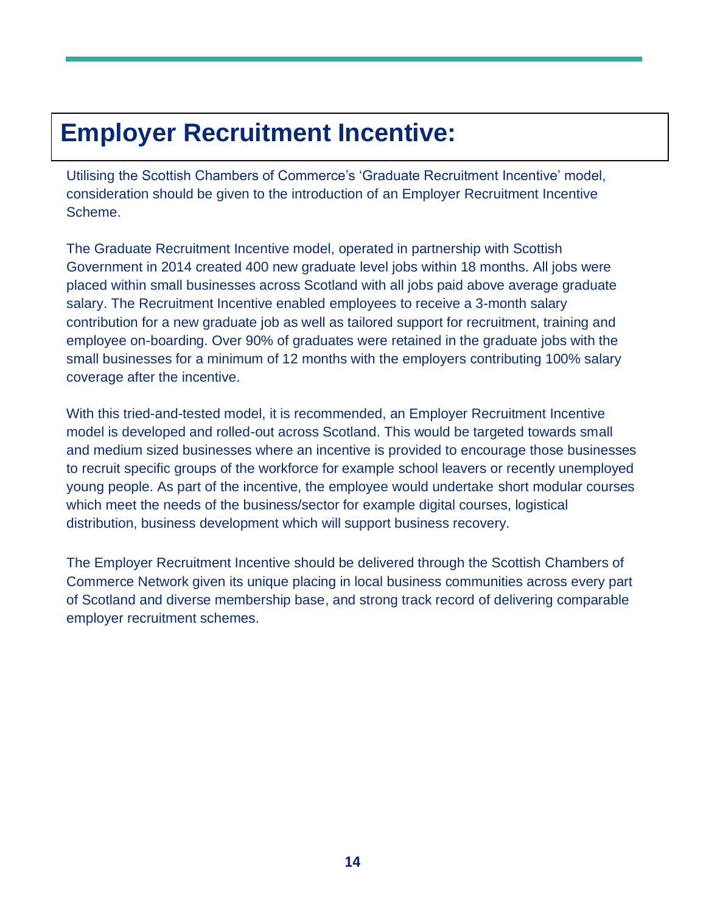# Employer Recruitment Incentive:

Utilising the Scottish Chambers of Commerce's 'Graduate Recruitment Incentive' model, consideration should be given to the introduction of an Employer Recruitment Incentive Scheme.

The Graduate Recruitment Incentive model, operated in partnership with Scottish Government in 2014 created 400 new graduate level jobs within 18 months. All jobs were placed within small businesses across Scotland with all jobs paid above average graduate salary. The Recruitment Incentive enabled employees to receive a 3-month salary contribution for a new graduate job as well as tailored support for recruitment, training and employee on-boarding. Over 90% of graduates were retained in the graduate jobs with the small businesses for a minimum of 12 months with the employers contributing 100% salary coverage after the incentive.

With this tried-and-tested model, it is recommended, an Employer Recruitment Incentive model is developed and rolled-out across Scotland. This would be targeted towards small and medium sized businesses where an incentive is provided to encourage those businesses to recruit specific groups of the workforce for example school leavers or recently unemployed young people. As part of the incentive, the employee would undertake short modular courses which meet the needs of the business/sector for example digital courses, logistical distribution, business development which will support business recovery.

The Employer Recruitment Incentive should be delivered through the Scottish Chambers of Commerce Network given its unique placing in local business communities across every part of Scotland and diverse membership base, and strong track record of delivering comparable employer recruitment schemes.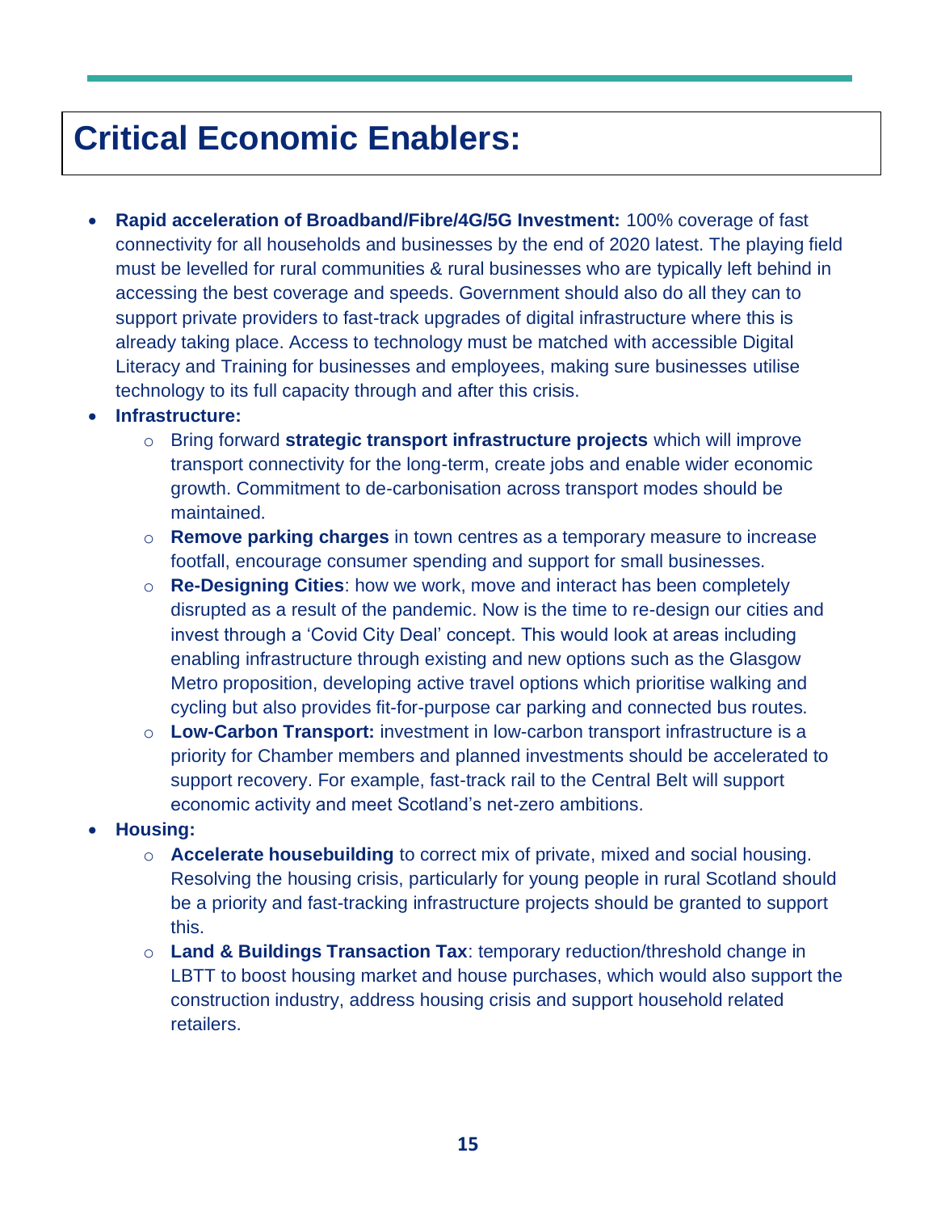# Critical Economic Enablers:

- **Rapid acceleration of Broadband/Fibre/4G/5G Investment:** 100% coverage of fast connectivity for all households and businesses by the end of 2020 latest. The playing field must be levelled for rural communities & rural businesses who are typically left behind in accessing the best coverage and speeds. Government should also do all they can to support private providers to fast-track upgrades of digital infrastructure where this is already taking place. Access to technology must be matched with accessible Digital Literacy and Training for businesses and employees, making sure businesses utilise technology to its full capacity through and after this crisis.
- **Infrastructure:**
  - Bring forward **strategic transport infrastructure projects** which will improve transport connectivity for the long-term, create jobs and enable wider economic growth. Commitment to de-carbonisation across transport modes should be maintained.
  - **Remove parking charges** in town centres as a temporary measure to increase footfall, encourage consumer spending and support for small businesses.
  - **Re-Designing Cities**: how we work, move and interact has been completely disrupted as a result of the pandemic. Now is the time to re-design our cities and invest through a 'Covid City Deal' concept. This would look at areas including enabling infrastructure through existing and new options such as the Glasgow Metro proposition, developing active travel options which prioritise walking and cycling but also provides fit-for-purpose car parking and connected bus routes.
  - **Low-Carbon Transport:** investment in low-carbon transport infrastructure is a priority for Chamber members and planned investments should be accelerated to support recovery. For example, fast-track rail to the Central Belt will support economic activity and meet Scotland's net-zero ambitions.
- **Housing:**
  - **Accelerate housebuilding** to correct mix of private, mixed and social housing. Resolving the housing crisis, particularly for young people in rural Scotland should be a priority and fast-tracking infrastructure projects should be granted to support this.
  - **Land & Buildings Transaction Tax**: temporary reduction/threshold change in LBTT to boost housing market and house purchases, which would also support the construction industry, address housing crisis and support household related retailers.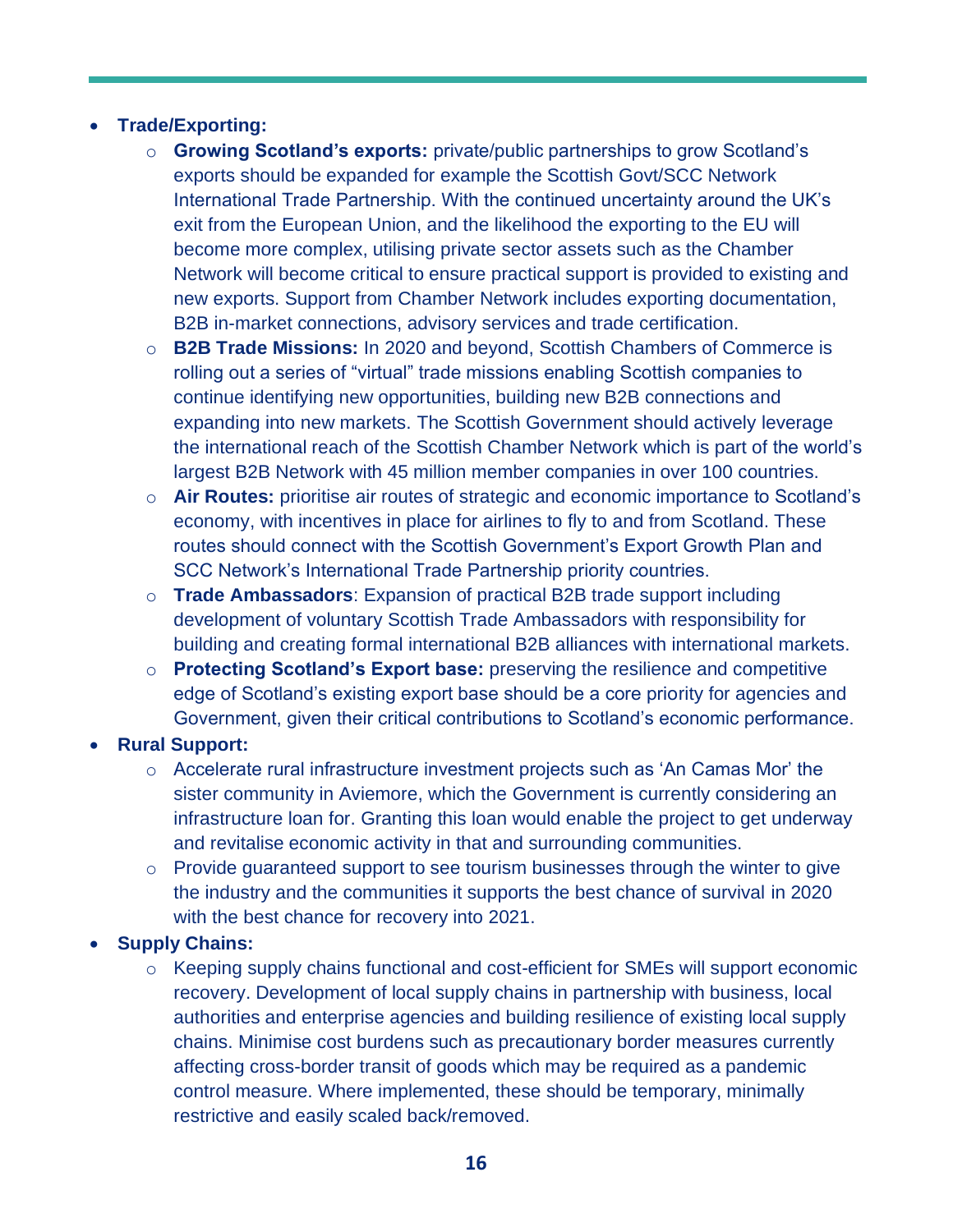- **Trade/Exporting:**
    - **Growing Scotland's exports:** private/public partnerships to grow Scotland's exports should be expanded for example the Scottish Govt/SCC Network International Trade Partnership. With the continued uncertainty around the UK's exit from the European Union, and the likelihood the exporting to the EU will become more complex, utilising private sector assets such as the Chamber Network will become critical to ensure practical support is provided to existing and new exports. Support from Chamber Network includes exporting documentation, B2B in-market connections, advisory services and trade certification.
    - **B2B Trade Missions:** In 2020 and beyond, Scottish Chambers of Commerce is rolling out a series of "virtual" trade missions enabling Scottish companies to continue identifying new opportunities, building new B2B connections and expanding into new markets. The Scottish Government should actively leverage the international reach of the Scottish Chamber Network which is part of the world's largest B2B Network with 45 million member companies in over 100 countries.
    - **Air Routes:** prioritise air routes of strategic and economic importance to Scotland's economy, with incentives in place for airlines to fly to and from Scotland. These routes should connect with the Scottish Government's Export Growth Plan and SCC Network's International Trade Partnership priority countries.
    - **Trade Ambassadors**: Expansion of practical B2B trade support including development of voluntary Scottish Trade Ambassadors with responsibility for building and creating formal international B2B alliances with international markets.
    - **Protecting Scotland's Export base:** preserving the resilience and competitive edge of Scotland's existing export base should be a core priority for agencies and Government, given their critical contributions to Scotland's economic performance.
- **Rural Support:**
    - Accelerate rural infrastructure investment projects such as 'An Camas Mor' the sister community in Aviemore, which the Government is currently considering an infrastructure loan for. Granting this loan would enable the project to get underway and revitalise economic activity in that and surrounding communities.
    - Provide guaranteed support to see tourism businesses through the winter to give the industry and the communities it supports the best chance of survival in 2020 with the best chance for recovery into 2021.
- **Supply Chains:**
    - Keeping supply chains functional and cost-efficient for SMEs will support economic recovery. Development of local supply chains in partnership with business, local authorities and enterprise agencies and building resilience of existing local supply chains. Minimise cost burdens such as precautionary border measures currently affecting cross-border transit of goods which may be required as a pandemic control measure. Where implemented, these should be temporary, minimally restrictive and easily scaled back/removed.